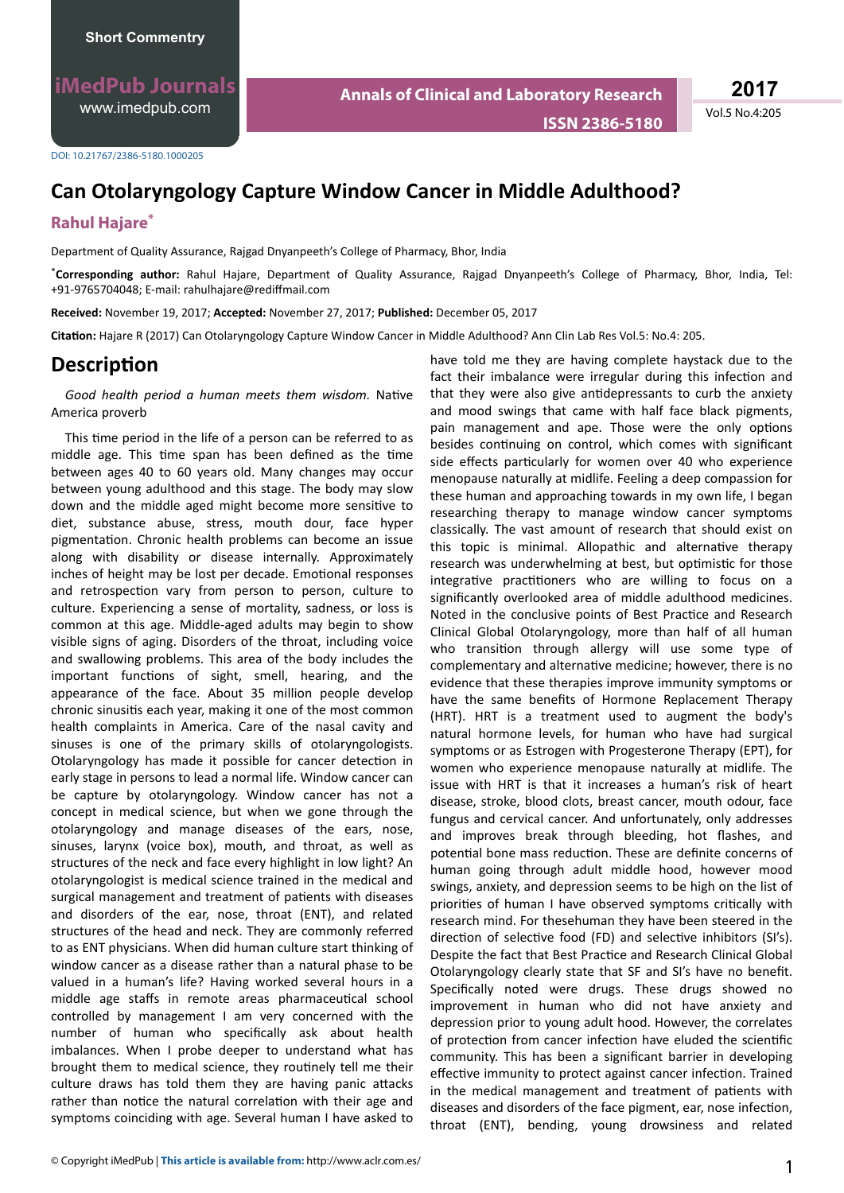Short Commentry

DOI: 10.21767/2386-5180.1000205

# Can Otolaryngology Capture Window Cancer in Middle Adulthood?

**Rahul Hajare***

Department of Quality Assurance, Rajgad Dnyanpeeth's College of Pharmacy, Bhor, India

***Corresponding author:** Rahul Hajare, Department of Quality Assurance, Rajgad Dnyanpeeth's College of Pharmacy, Bhor, India, Tel: +91-9765704048; E-mail: rahulhajare@rediffmail.com

**Received:** November 19, 2017; **Accepted:** November 27, 2017; **Published:** December 05, 2017

**Citation:** Hajare R (2017) Can Otolaryngology Capture Window Cancer in Middle Adulthood? Ann Clin Lab Res Vol.5: No.4: 205.

## Description

*Good health period a human meets them wisdom.* Native America proverb

This time period in the life of a person can be referred to as middle age. This time span has been defined as the time between ages 40 to 60 years old. Many changes may occur between young adulthood and this stage. The body may slow down and the middle aged might become more sensitive to diet, substance abuse, stress, mouth dour, face hyper pigmentation. Chronic health problems can become an issue along with disability or disease internally. Approximately inches of height may be lost per decade. Emotional responses and retrospection vary from person to person, culture to culture. Experiencing a sense of mortality, sadness, or loss is common at this age. Middle-aged adults may begin to show visible signs of aging. Disorders of the throat, including voice and swallowing problems. This area of the body includes the important functions of sight, smell, hearing, and the appearance of the face. About 35 million people develop chronic sinusitis each year, making it one of the most common health complaints in America. Care of the nasal cavity and sinuses is one of the primary skills of otolaryngologists. Otolaryngology has made it possible for cancer detection in early stage in persons to lead a normal life. Window cancer can be capture by otolaryngology. Window cancer has not a concept in medical science, but when we gone through the otolaryngology and manage diseases of the ears, nose, sinuses, larynx (voice box), mouth, and throat, as well as structures of the neck and face every highlight in low light? An otolaryngologist is medical science trained in the medical and surgical management and treatment of patients with diseases and disorders of the ear, nose, throat (ENT), and related structures of the head and neck. They are commonly referred to as ENT physicians. When did human culture start thinking of window cancer as a disease rather than a natural phase to be valued in a human's life? Having worked several hours in a middle age staffs in remote areas pharmaceutical school controlled by management I am very concerned with the number of human who specifically ask about health imbalances. When I probe deeper to understand what has brought them to medical science, they routinely tell me their culture draws has told them they are having panic attacks rather than notice the natural correlation with their age and symptoms coinciding with age. Several human I have asked to have told me they are having complete haystack due to the fact their imbalance were irregular during this infection and that they were also give antidepressants to curb the anxiety and mood swings that came with half face black pigments, pain management and ape. Those were the only options besides continuing on control, which comes with significant side effects particularly for women over 40 who experience menopause naturally at midlife. Feeling a deep compassion for these human and approaching towards in my own life, I began researching therapy to manage window cancer symptoms classically. The vast amount of research that should exist on this topic is minimal. Allopathic and alternative therapy research was underwhelming at best, but optimistic for those integrative practitioners who are willing to focus on a significantly overlooked area of middle adulthood medicines. Noted in the conclusive points of Best Practice and Research Clinical Global Otolaryngology, more than half of all human who transition through allergy will use some type of complementary and alternative medicine; however, there is no evidence that these therapies improve immunity symptoms or have the same benefits of Hormone Replacement Therapy (HRT). HRT is a treatment used to augment the body's natural hormone levels, for human who have had surgical symptoms or as Estrogen with Progesterone Therapy (EPT), for women who experience menopause naturally at midlife. The issue with HRT is that it increases a human's risk of heart disease, stroke, blood clots, breast cancer, mouth odour, face fungus and cervical cancer. And unfortunately, only addresses and improves break through bleeding, hot flashes, and potential bone mass reduction. These are definite concerns of human going through adult middle hood, however mood swings, anxiety, and depression seems to be high on the list of priorities of human I have observed symptoms critically with research mind. For thesehuman they have been steered in the direction of selective food (FD) and selective inhibitors (SI's). Despite the fact that Best Practice and Research Clinical Global Otolaryngology clearly state that SF and SI's have no benefit. Specifically noted were drugs. These drugs showed no improvement in human who did not have anxiety and depression prior to young adult hood. However, the correlates of protection from cancer infection have eluded the scientific community. This has been a significant barrier in developing effective immunity to protect against cancer infection. Trained in the medical management and treatment of patients with diseases and disorders of the face pigment, ear, nose infection, throat (ENT), bending, young drowsiness and related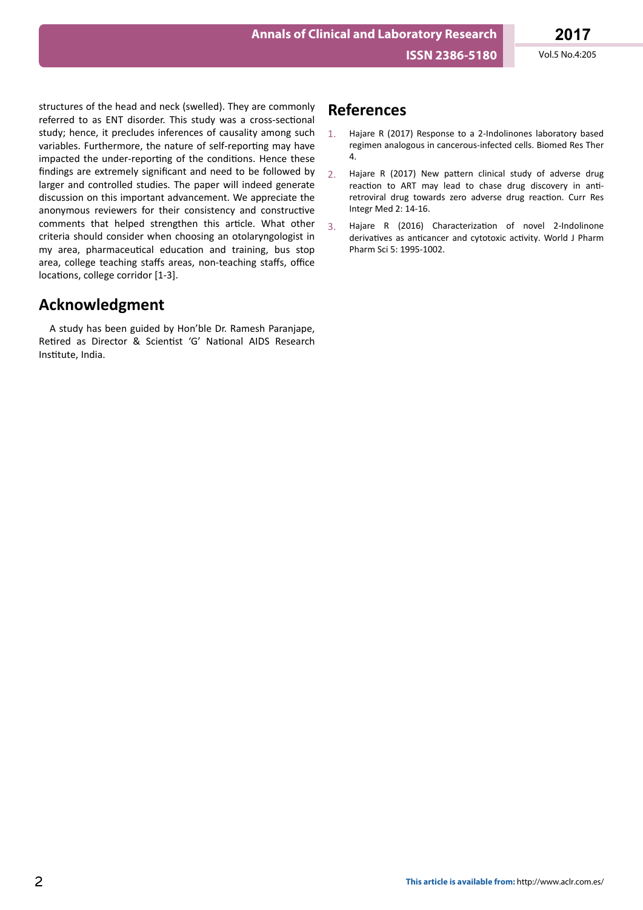structures of the head and neck (swelled). They are commonly referred to as ENT disorder. This study was a cross-sectional study; hence, it precludes inferences of causality among such variables. Furthermore, the nature of self-reporting may have impacted the under-reporting of the conditions. Hence these findings are extremely significant and need to be followed by larger and controlled studies. The paper will indeed generate discussion on this important advancement. We appreciate the anonymous reviewers for their consistency and constructive comments that helped strengthen this article. What other criteria should consider when choosing an otolaryngologist in my area, pharmaceutical education and training, bus stop area, college teaching staffs areas, non-teaching staffs, office locations, college corridor [1-3].

## Acknowledgment

A study has been guided by Hon'ble Dr. Ramesh Paranjape, Retired as Director & Scientist 'G' National AIDS Research Institute, India.

## References

1. Hajare R (2017) Response to a 2-Indolinones laboratory based regimen analogous in cancerous-infected cells. Biomed Res Ther 4.
2. Hajare R (2017) New pattern clinical study of adverse drug reaction to ART may lead to chase drug discovery in anti-retroviral drug towards zero adverse drug reaction. Curr Res Integr Med 2: 14-16.
3. Hajare R (2016) Characterization of novel 2-Indolinone derivatives as anticancer and cytotoxic activity. World J Pharm Pharm Sci 5: 1995-1002.